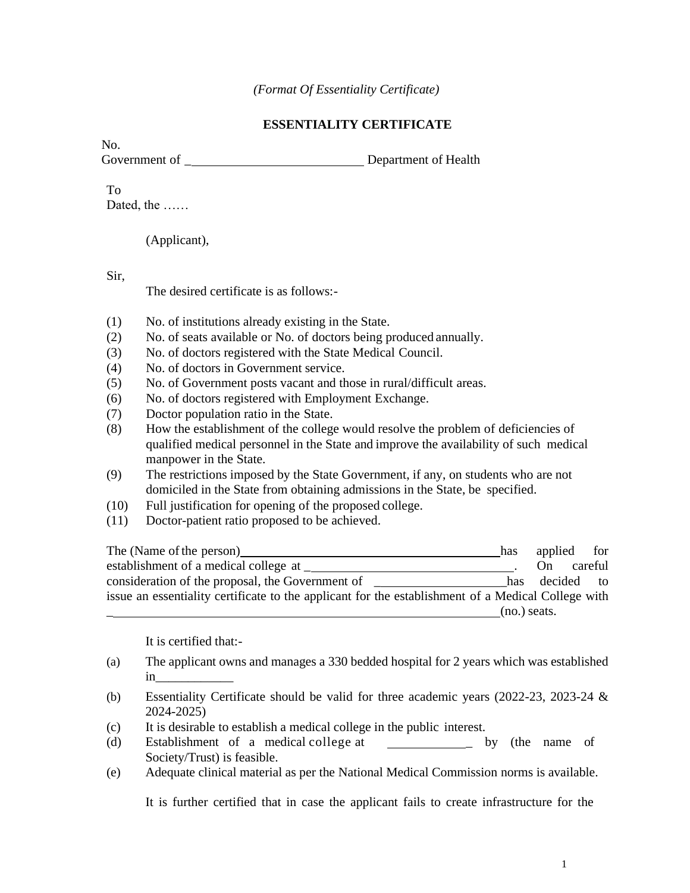*(Format Of Essentiality Certificate)*

**ESSENTIALITY CERTIFICATE**

No.
Government of ____________________________ Department of Health

To
Dated, the ……

(Applicant),

Sir,

The desired certificate is as follows:-

(1) No. of institutions already existing in the State.
(2) No. of seats available or No. of doctors being produced annually.
(3) No. of doctors registered with the State Medical Council.
(4) No. of doctors in Government service.
(5) No. of Government posts vacant and those in rural/difficult areas.
(6) No. of doctors registered with Employment Exchange.
(7) Doctor population ratio in the State.
(8) How the establishment of the college would resolve the problem of deficiencies of qualified medical personnel in the State and improve the availability of such medical manpower in the State.
(9) The restrictions imposed by the State Government, if any, on students who are not domiciled in the State from obtaining admissions in the State, be specified.
(10) Full justification for opening of the proposed college.
(11) Doctor-patient ratio proposed to be achieved.

The (Name of the person)____________________________________________ has applied for establishment of a medical college at _________________________________. On careful consideration of the proposal, the Government of ____________________ has decided to issue an essentiality certificate to the applicant for the establishment of a Medical College with _________________________________________________________________(no.) seats.

It is certified that:-

(a) The applicant owns and manages a 330 bedded hospital for 2 years which was established in____________
(b) Essentiality Certificate should be valid for three academic years (2022-23, 2023-24 & 2024-2025)
(c) It is desirable to establish a medical college in the public interest.
(d) Establishment of a medical college at _____________ by (the name of Society/Trust) is feasible.
(e) Adequate clinical material as per the National Medical Commission norms is available.

It is further certified that in case the applicant fails to create infrastructure for the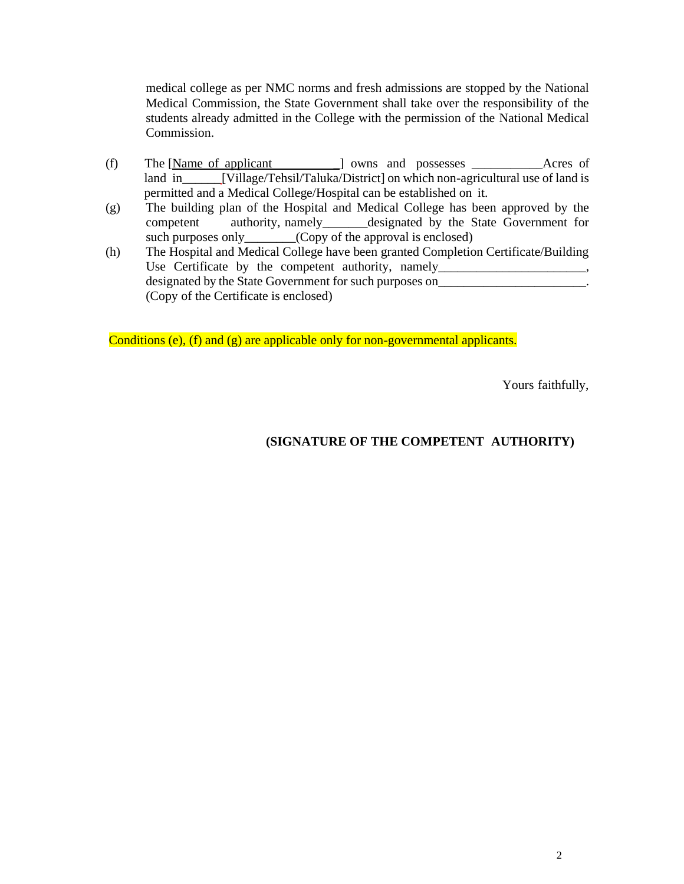medical college as per NMC norms and fresh admissions are stopped by the National Medical Commission, the State Government shall take over the responsibility of the students already admitted in the College with the permission of the National Medical Commission.

(f) The [Name of applicant ____________] owns and possesses ___________Acres of land in______[Village/Tehsil/Taluka/District] on which non-agricultural use of land is permitted and a Medical College/Hospital can be established on it.

(g) The building plan of the Hospital and Medical College has been approved by the competent authority, namely_______designated by the State Government for such purposes only________(Copy of the approval is enclosed)

(h) The Hospital and Medical College have been granted Completion Certificate/Building Use Certificate by the competent authority, namely_______________________, designated by the State Government for such purposes on_______________________. (Copy of the Certificate is enclosed)

Conditions (e), (f) and (g) are applicable only for non-governmental applicants.

Yours faithfully,

**(SIGNATURE OF THE COMPETENT AUTHORITY)**